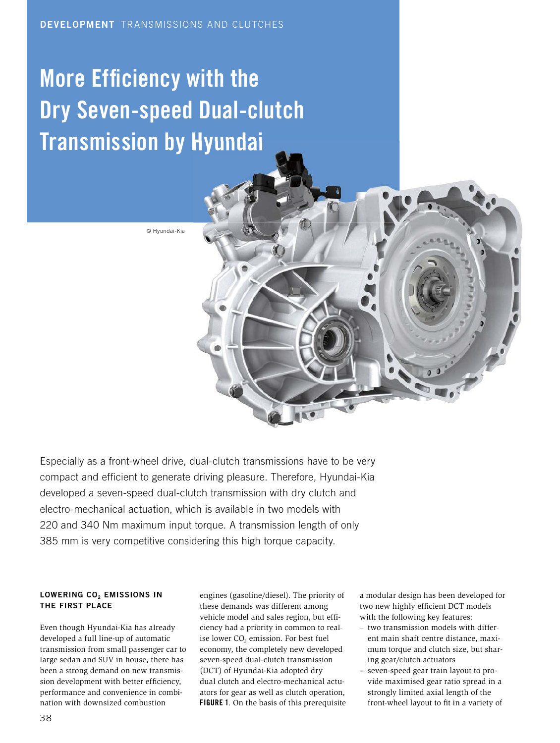DEVELOPMENT TRANSMISSIONS AND CLUTCHES

# More Efficiency with the Dry Seven-speed Dual-clutch Transmission by Hyundai

© Hyundai-Kia

Especially as a front-wheel drive, dual-clutch transmissions have to be very compact and efficient to generate driving pleasure. Therefore, Hyundai-Kia developed a seven-speed dual-clutch transmission with dry clutch and electro-mechanical actuation, which is available in two models with 220 and 340 Nm maximum input torque. A transmission length of only 385 mm is very competitive considering this high torque capacity.

## LOWERING $CO_2$ EMISSIONS IN THE FIRST PLACE

Even though Hyundai-Kia has already developed a full line-up of automatic transmission from small passenger car to large sedan and SUV in house, there has been a strong demand on new transmission development with better efficiency, performance and convenience in combination with downsized combustion engines (gasoline/diesel). The priority of these demands was different among vehicle model and sales region, but efficiency had a priority in common to realise lower $CO_2$ emission. For best fuel economy, the completely new developed seven-speed dual-clutch transmission (DCT) of Hyundai-Kia adopted dry dual clutch and electro-mechanical actuators for gear as well as clutch operation, **FIGURE 1**. On the basis of this prerequisite a modular design has been developed for two new highly efficient DCT models with the following key features:

- two transmission models with different main shaft centre distance, maximum torque and clutch size, but sharing gear/clutch actuators
- seven-speed gear train layout to provide maximised gear ratio spread in a strongly limited axial length of the front-wheel layout to fit in a variety of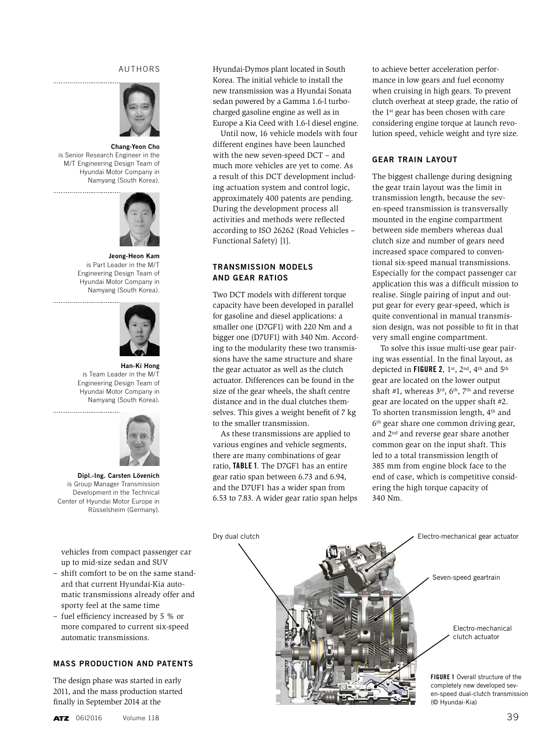## AUTHORS

**Chang-Yeon Cho** is Senior Research Engineer in the M/T Engineering Design Team of Hyundai Motor Company in Namyang (South Korea).

**Jeong-Heon Kam** is Part Leader in the M/T Engineering Design Team of Hyundai Motor Company in Namyang (South Korea).

**Han-Ki Hong** is Team Leader in the M/T Engineering Design Team of Hyundai Motor Company in Namyang (South Korea).

**Dipl.-Ing. Carsten Lövenich** is Group Manager Transmission Development in the Technical Center of Hyundai Motor Europe in Rüsselsheim (Germany).

vehicles from compact passenger car up to mid-size sedan and SUV
- shift comfort to be on the same standard that current Hyundai-Kia automatic transmissions already offer and sporty feel at the same time
- fuel efficiency increased by 5 % or more compared to current six-speed automatic transmissions.

## MASS PRODUCTION AND PATENTS

The design phase was started in early 2011, and the mass production started finally in September 2014 at the Hyundai-Dymos plant located in South Korea. The initial vehicle to install the new transmission was a Hyundai Sonata sedan powered by a Gamma 1.6-l turbocharged gasoline engine as well as in Europe a Kia Ceed with 1.6-l diesel engine.

Until now, 16 vehicle models with four different engines have been launched with the new seven-speed DCT – and much more vehicles are yet to come. As a result of this DCT development including actuation system and control logic, approximately 400 patents are pending. During the development process all activities and methods were reflected according to ISO 26262 (Road Vehicles – Functional Safety) [1].

## TRANSMISSION MODELS AND GEAR RATIOS

Two DCT models with different torque capacity have been developed in parallel for gasoline and diesel applications: a smaller one (D7GF1) with 220 Nm and a bigger one (D7UF1) with 340 Nm. According to the modularity these two transmissions have the same structure and share the gear actuator as well as the clutch actuator. Differences can be found in the size of the gear wheels, the shaft centre distance and in the dual clutches themselves. This gives a weight benefit of 7 kg to the smaller transmission.

As these transmissions are applied to various engines and vehicle segments, there are many combinations of gear ratio, **TABLE 1**. The D7GF1 has an entire gear ratio span between 6.73 and 6.94, and the D7UF1 has a wider span from 6.53 to 7.83. A wider gear ratio span helps to achieve better acceleration performance in low gears and fuel economy when cruising in high gears. To prevent clutch overheat at steep grade, the ratio of the 1st gear has been chosen with care considering engine torque at launch revolution speed, vehicle weight and tyre size.

## GEAR TRAIN LAYOUT

The biggest challenge during designing the gear train layout was the limit in transmission length, because the seven-speed transmission is transversally mounted in the engine compartment between side members whereas dual clutch size and number of gears need increased space compared to conventional six-speed manual transmissions. Especially for the compact passenger car application this was a difficult mission to realise. Single pairing of input and output gear for every gear-speed, which is quite conventional in manual transmission design, was not possible to fit in that very small engine compartment.

To solve this issue multi-use gear pairing was essential. In the final layout, as depicted in **FIGURE 2**, 1st, 2nd, 4th and 5th gear are located on the lower output shaft #1, whereas 3rd, 6th, 7th and reverse gear are located on the upper shaft #2. To shorten transmission length, 4th and 6th gear share one common driving gear, and 2nd and reverse gear share another common gear on the input shaft. This led to a total transmission length of 385 mm from engine block face to the end of case, which is competitive considering the high torque capacity of 340 Nm.

Dry dual clutch

Electro-mechanical gear actuator

Seven-speed geartrain

Electro-mechanical clutch actuator

**FIGURE 1** Overall structure of the completely new developed seven-speed dual-clutch transmission (© Hyundai-Kia)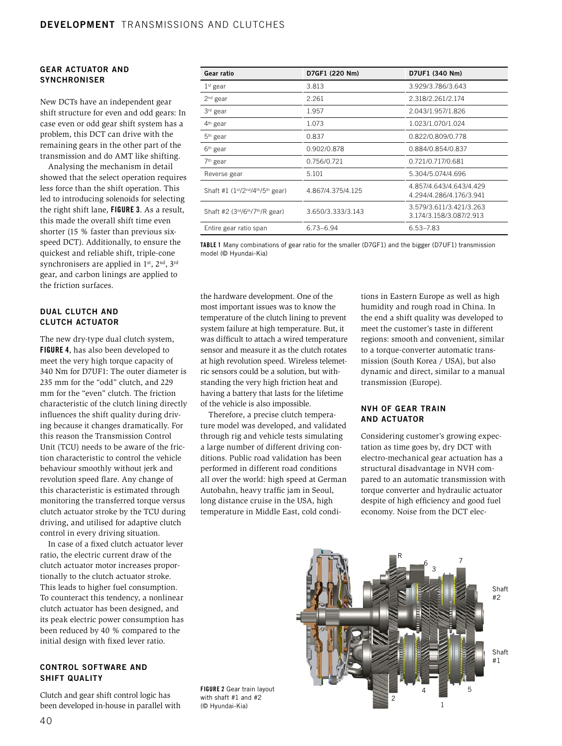## GEAR ACTUATOR AND SYNCHRONISER

New DCTs have an independent gear shift structure for even and odd gears: In case even or odd gear shift system has a problem, this DCT can drive with the remaining gears in the other part of the transmission and do AMT like shifting.

Analysing the mechanism in detail showed that the select operation requires less force than the shift operation. This led to introducing solenoids for selecting the right shift lane, **FIGURE 3**. As a result, this made the overall shift time even shorter (15 % faster than previous six-speed DCT). Additionally, to ensure the quickest and reliable shift, triple-cone synchronisers are applied in 1st, 2nd, 3rd gear, and carbon linings are applied to the friction surfaces.

| Gear ratio | D7GF1 (220 Nm) | D7UF1 (340 Nm) |
|---|---|---|
| 1st gear | 3.813 | 3.929/3.786/3.643 |
| 2nd gear | 2.261 | 2.318/2.261/2.174 |
| 3rd gear | 1.957 | 2.043/1.957/1.826 |
| 4th gear | 1.073 | 1.023/1.070/1.024 |
| 5th gear | 0.837 | 0.822/0.809/0.778 |
| 6th gear | 0.902/0.878 | 0.884/0.854/0.837 |
| 7th gear | 0.756/0.721 | 0.721/0.717/0.681 |
| Reverse gear | 5.101 | 5.304/5.074/4.696 |
| Shaft #1 (1st/2nd/4th/5th gear) | 4.867/4.375/4.125 | 4.857/4.643/4.643/4.429 4.294/4.286/4.176/3.941 |
| Shaft #2 (3rd/6th/7th/R gear) | 3.650/3.333/3.143 | 3.579/3.611/3.421/3.263 3.174/3.158/3.087/2.913 |
| Entire gear ratio span | 6.73–6.94 | 6.53–7.83 |

**TABLE 1** Many combinations of gear ratio for the smaller (D7GF1) and the bigger (D7UF1) transmission model (© Hyundai-Kia)

## DUAL CLUTCH AND CLUTCH ACTUATOR

The new dry-type dual clutch system, **FIGURE 4**, has also been developed to meet the very high torque capacity of 340 Nm for D7UF1: The outer diameter is 235 mm for the "odd" clutch, and 229 mm for the "even" clutch. The friction characteristic of the clutch lining directly influences the shift quality during driving because it changes dramatically. For this reason the Transmission Control Unit (TCU) needs to be aware of the friction characteristic to control the vehicle behaviour smoothly without jerk and revolution speed flare. Any change of this characteristic is estimated through monitoring the transferred torque versus clutch actuator stroke by the TCU during driving, and utilised for adaptive clutch control in every driving situation.

In case of a fixed clutch actuator lever ratio, the electric current draw of the clutch actuator motor increases proportionally to the clutch actuator stroke. This leads to higher fuel consumption. To counteract this tendency, a nonlinear clutch actuator has been designed, and its peak electric power consumption has been reduced by 40 % compared to the initial design with fixed lever ratio.

## CONTROL SOFTWARE AND SHIFT QUALITY

Clutch and gear shift control logic has been developed in-house in parallel with the hardware development. One of the most important issues was to know the temperature of the clutch lining to prevent system failure at high temperature. But, it was difficult to attach a wired temperature sensor and measure it as the clutch rotates at high revolution speed. Wireless telemetric sensors could be a solution, but withstanding the very high friction heat and having a battery that lasts for the lifetime of the vehicle is also impossible.

Therefore, a precise clutch temperature model was developed, and validated through rig and vehicle tests simulating a large number of different driving conditions. Public road validation has been performed in different road conditions all over the world: high speed at German Autobahn, heavy traffic jam in Seoul, long distance cruise in the USA, high temperature in Middle East, cold conditions in Eastern Europe as well as high humidity and rough road in China. In the end a shift quality was developed to meet the customer's taste in different regions: smooth and convenient, similar to a torque-converter automatic transmission (South Korea / USA), but also dynamic and direct, similar to a manual transmission (Europe).

## NVH OF GEAR TRAIN AND ACTUATOR

Considering customer's growing expectation as time goes by, dry DCT with electro-mechanical gear actuation has a structural disadvantage in NVH compared to an automatic transmission with torque converter and hydraulic actuator despite of high efficiency and good fuel economy. Noise from the DCT elec-

R
6
3
7
Shaft #2
Shaft #1
2
4
5
1

**FIGURE 2** Gear train layout with shaft #1 and #2 (© Hyundai-Kia)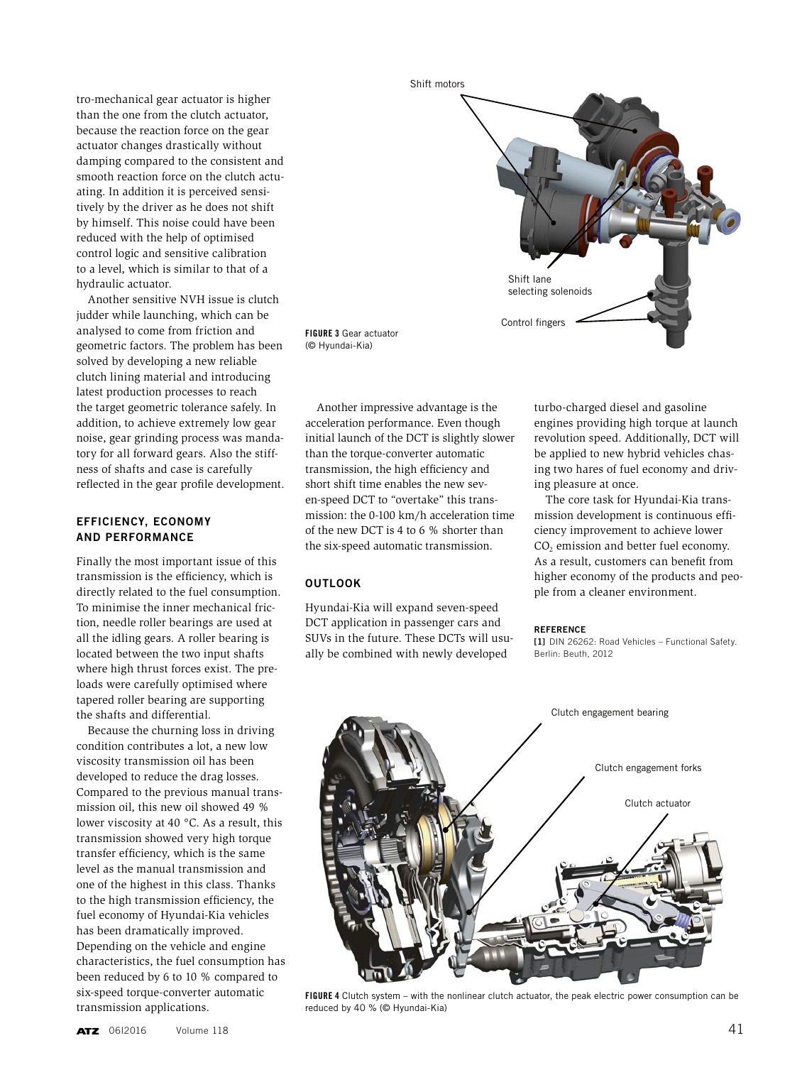tro-mechanical gear actuator is higher than the one from the clutch actuator, because the reaction force on the gear actuator changes drastically without damping compared to the consistent and smooth reaction force on the clutch actuating. In addition it is perceived sensitively by the driver as he does not shift by himself. This noise could have been reduced with the help of optimised control logic and sensitive calibration to a level, which is similar to that of a hydraulic actuator.

Another sensitive NVH issue is clutch judder while launching, which can be analysed to come from friction and geometric factors. The problem has been solved by developing a new reliable clutch lining material and introducing latest production processes to reach the target geometric tolerance safely. In addition, to achieve extremely low gear noise, gear grinding process was mandatory for all forward gears. Also the stiffness of shafts and case is carefully reflected in the gear profile development.

Shift motors

Shift lane selecting solenoids

Control fingers

**FIGURE 3** Gear actuator (© Hyundai-Kia)

## EFFICIENCY, ECONOMY AND PERFORMANCE

Finally the most important issue of this transmission is the efficiency, which is directly related to the fuel consumption. To minimise the inner mechanical friction, needle roller bearings are used at all the idling gears. A roller bearing is located between the two input shafts where high thrust forces exist. The preloads were carefully optimised where tapered roller bearing are supporting the shafts and differential.

Because the churning loss in driving condition contributes a lot, a new low viscosity transmission oil has been developed to reduce the drag losses. Compared to the previous manual transmission oil, this new oil showed 49 % lower viscosity at 40 °C. As a result, this transmission showed very high torque transfer efficiency, which is the same level as the manual transmission and one of the highest in this class. Thanks to the high transmission efficiency, the fuel economy of Hyundai-Kia vehicles has been dramatically improved. Depending on the vehicle and engine characteristics, the fuel consumption has been reduced by 6 to 10 % compared to six-speed torque-converter automatic transmission applications.

Another impressive advantage is the acceleration performance. Even though initial launch of the DCT is slightly slower than the torque-converter automatic transmission, the high efficiency and short shift time enables the new seven-speed DCT to "overtake" this transmission: the 0-100 km/h acceleration time of the new DCT is 4 to 6 % shorter than the six-speed automatic transmission.

## OUTLOOK

Hyundai-Kia will expand seven-speed DCT application in passenger cars and SUVs in the future. These DCTs will usually be combined with newly developed turbo-charged diesel and gasoline engines providing high torque at launch revolution speed. Additionally, DCT will be applied to new hybrid vehicles chasing two hares of fuel economy and driving pleasure at once.

The core task for Hyundai-Kia transmission development is continuous efficiency improvement to achieve lower $CO_2$ emission and better fuel economy. As a result, customers can benefit from higher economy of the products and people from a cleaner environment.

**REFERENCE**

[1] DIN 26262: Road Vehicles – Functional Safety. Berlin: Beuth, 2012

Clutch engagement bearing

Clutch engagement forks

Clutch actuator

**FIGURE 4** Clutch system – with the nonlinear clutch actuator, the peak electric power consumption can be reduced by 40 % (© Hyundai-Kia)